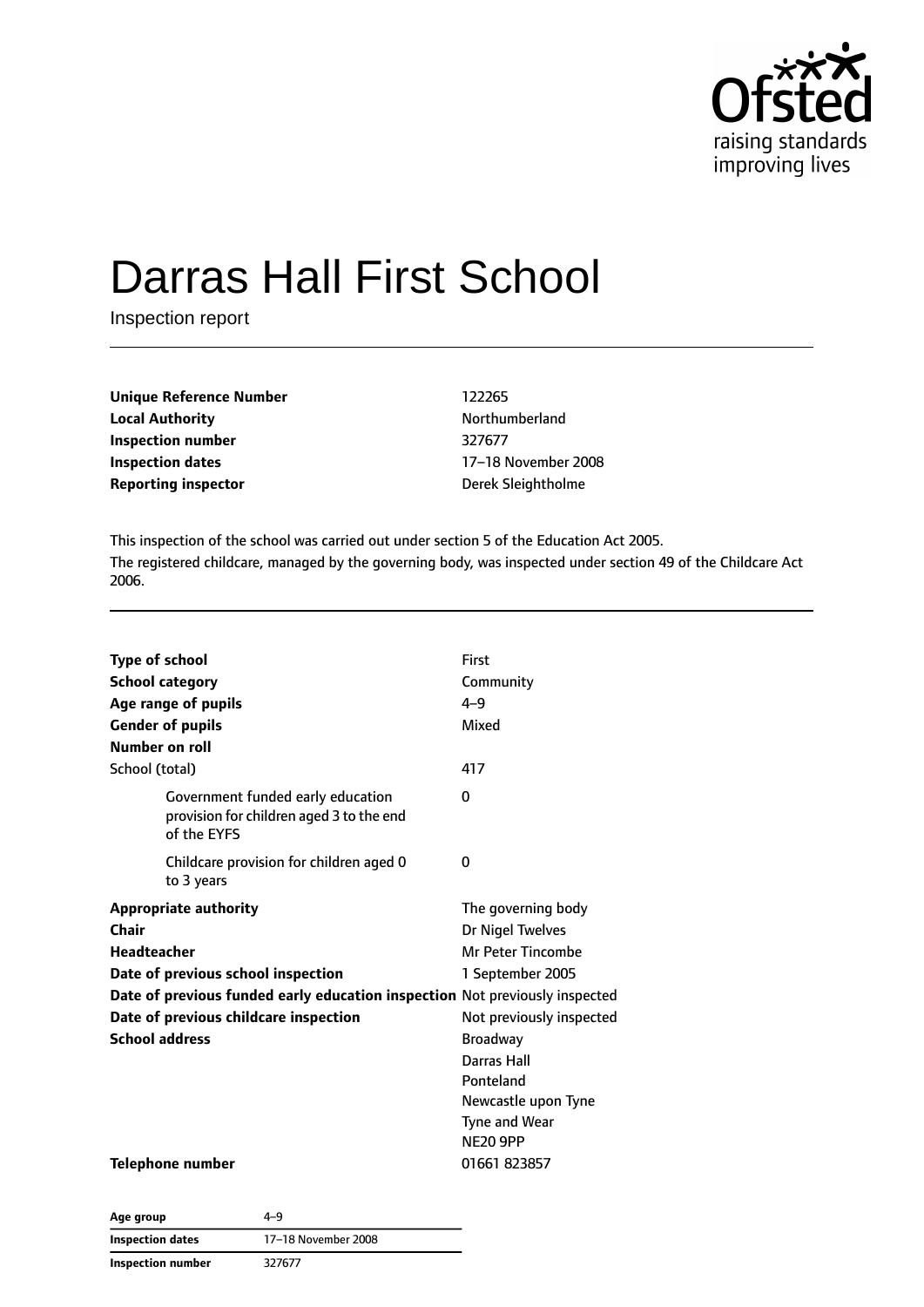# Darras Hall First School

Inspection report

| | |
|---|---|
| **Unique Reference Number** | 122265 |
| **Local Authority** | Northumberland |
| **Inspection number** | 327677 |
| **Inspection dates** | 17–18 November 2008 |
| **Reporting inspector** | Derek Sleightholme |

This inspection of the school was carried out under section 5 of the Education Act 2005.

The registered childcare, managed by the governing body, was inspected under section 49 of the Childcare Act 2006.

| | |
|---|---|
| **Type of school** | First |
| **School category** | Community |
| **Age range of pupils** | 4–9 |
| **Gender of pupils** | Mixed |
| **Number on roll** | |
| School (total) | 417 |
| Government funded early education provision for children aged 3 to the end of the EYFS | 0 |
| Childcare provision for children aged 0 to 3 years | 0 |
| **Appropriate authority** | The governing body |
| **Chair** | Dr Nigel Twelves |
| **Headteacher** | Mr Peter Tincombe |
| **Date of previous school inspection** | 1 September 2005 |
| **Date of previous funded early education inspection** | Not previously inspected |
| **Date of previous childcare inspection** | Not previously inspected |
| **School address** | Broadway<br>Darras Hall<br>Ponteland<br>Newcastle upon Tyne<br>Tyne and Wear<br>NE20 9PP |
| **Telephone number** | 01661 823857 |

| | |
|---|---|
| **Age group** | 4–9 |
| **Inspection dates** | 17–18 November 2008 |
| **Inspection number** | 327677 |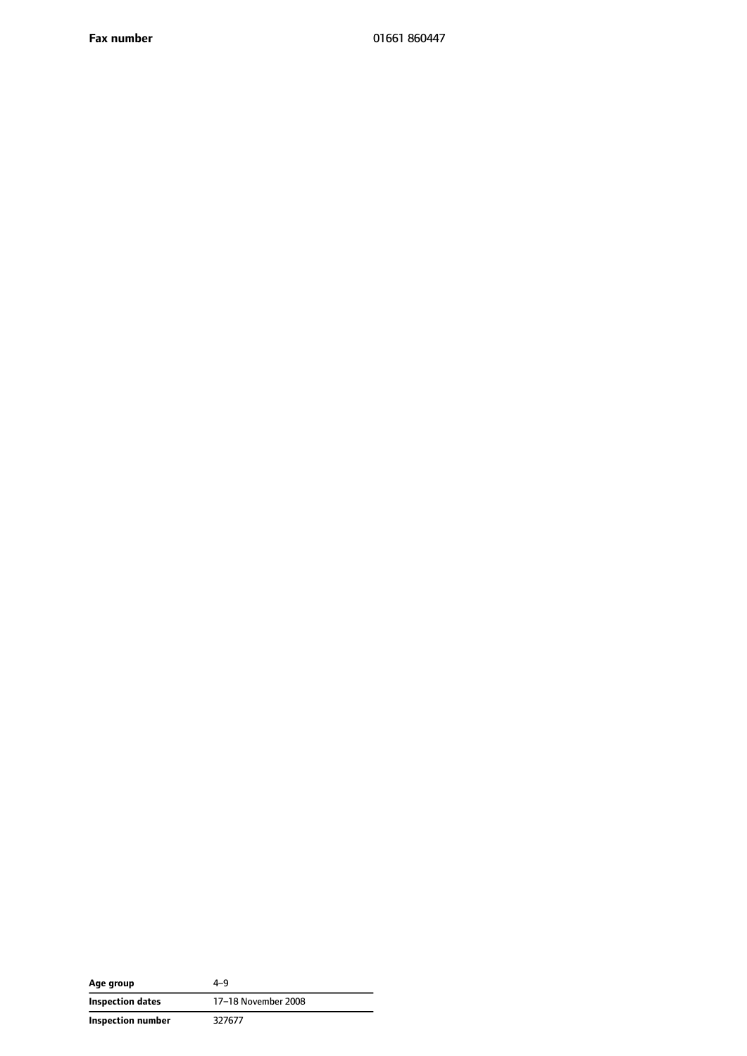| | |
|---|---|
| **Fax number** | 01661 860447 |

| | |
|---|---|
| **Age group** | 4–9 |
| **Inspection dates** | 17–18 November 2008 |
| **Inspection number** | 327677 |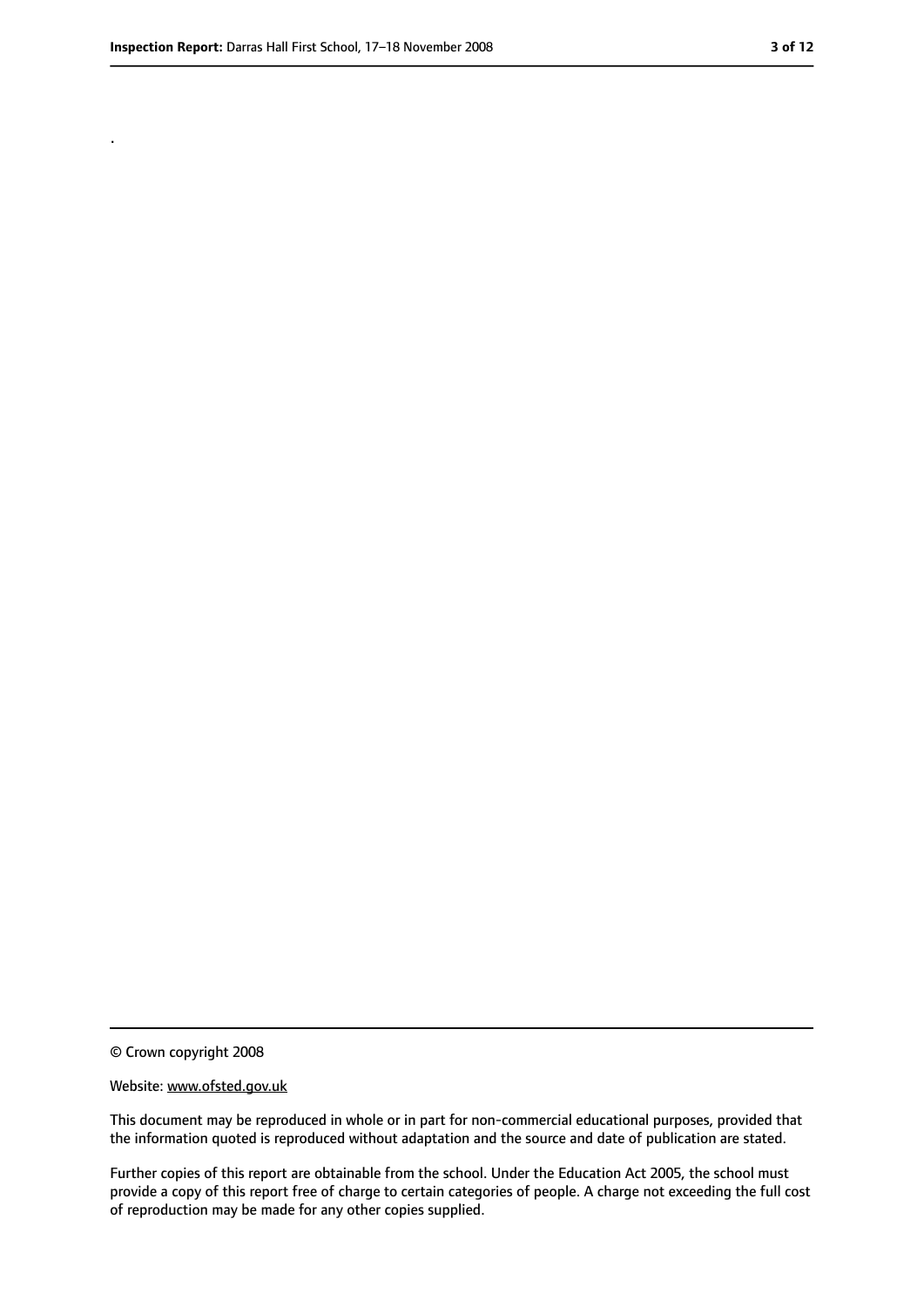.

© Crown copyright 2008

Website: www.ofsted.gov.uk

This document may be reproduced in whole or in part for non-commercial educational purposes, provided that the information quoted is reproduced without adaptation and the source and date of publication are stated.

Further copies of this report are obtainable from the school. Under the Education Act 2005, the school must provide a copy of this report free of charge to certain categories of people. A charge not exceeding the full cost of reproduction may be made for any other copies supplied.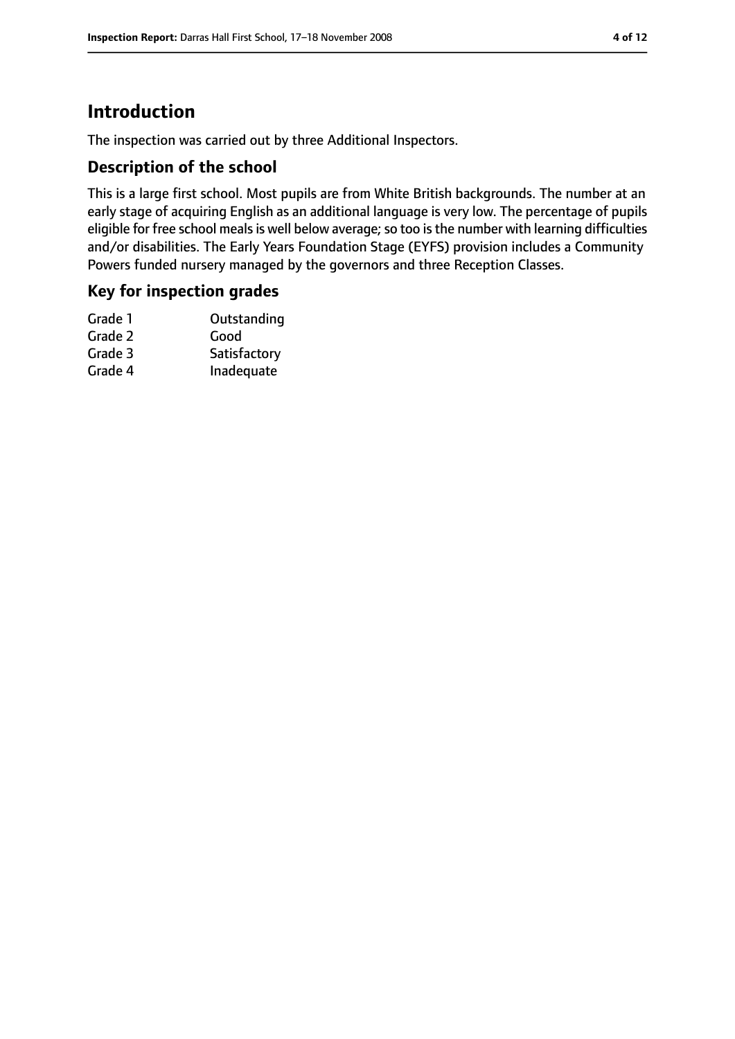# Introduction

The inspection was carried out by three Additional Inspectors.

## Description of the school

This is a large first school. Most pupils are from White British backgrounds. The number at an early stage of acquiring English as an additional language is very low. The percentage of pupils eligible for free school meals is well below average; so too is the number with learning difficulties and/or disabilities. The Early Years Foundation Stage (EYFS) provision includes a Community Powers funded nursery managed by the governors and three Reception Classes.

## Key for inspection grades

| | |
|---|---|
| Grade 1 | Outstanding |
| Grade 2 | Good |
| Grade 3 | Satisfactory |
| Grade 4 | Inadequate |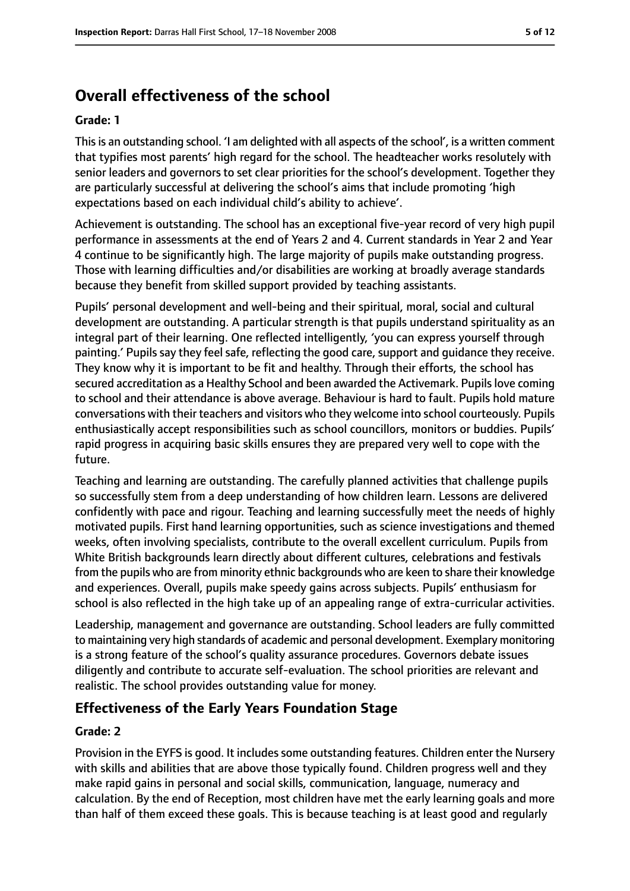## Overall effectiveness of the school

### Grade: 1

This is an outstanding school. 'I am delighted with all aspects of the school', is a written comment that typifies most parents' high regard for the school. The headteacher works resolutely with senior leaders and governors to set clear priorities for the school's development. Together they are particularly successful at delivering the school's aims that include promoting 'high expectations based on each individual child's ability to achieve'.

Achievement is outstanding. The school has an exceptional five-year record of very high pupil performance in assessments at the end of Years 2 and 4. Current standards in Year 2 and Year 4 continue to be significantly high. The large majority of pupils make outstanding progress. Those with learning difficulties and/or disabilities are working at broadly average standards because they benefit from skilled support provided by teaching assistants.

Pupils' personal development and well-being and their spiritual, moral, social and cultural development are outstanding. A particular strength is that pupils understand spirituality as an integral part of their learning. One reflected intelligently, 'you can express yourself through painting.' Pupils say they feel safe, reflecting the good care, support and guidance they receive. They know why it is important to be fit and healthy. Through their efforts, the school has secured accreditation as a Healthy School and been awarded the Activemark. Pupils love coming to school and their attendance is above average. Behaviour is hard to fault. Pupils hold mature conversations with their teachers and visitors who they welcome into school courteously. Pupils enthusiastically accept responsibilities such as school councillors, monitors or buddies. Pupils' rapid progress in acquiring basic skills ensures they are prepared very well to cope with the future.

Teaching and learning are outstanding. The carefully planned activities that challenge pupils so successfully stem from a deep understanding of how children learn. Lessons are delivered confidently with pace and rigour. Teaching and learning successfully meet the needs of highly motivated pupils. First hand learning opportunities, such as science investigations and themed weeks, often involving specialists, contribute to the overall excellent curriculum. Pupils from White British backgrounds learn directly about different cultures, celebrations and festivals from the pupils who are from minority ethnic backgrounds who are keen to share their knowledge and experiences. Overall, pupils make speedy gains across subjects. Pupils' enthusiasm for school is also reflected in the high take up of an appealing range of extra-curricular activities.

Leadership, management and governance are outstanding. School leaders are fully committed to maintaining very high standards of academic and personal development. Exemplary monitoring is a strong feature of the school's quality assurance procedures. Governors debate issues diligently and contribute to accurate self-evaluation. The school priorities are relevant and realistic. The school provides outstanding value for money.

## Effectiveness of the Early Years Foundation Stage

### Grade: 2

Provision in the EYFS is good. It includes some outstanding features. Children enter the Nursery with skills and abilities that are above those typically found. Children progress well and they make rapid gains in personal and social skills, communication, language, numeracy and calculation. By the end of Reception, most children have met the early learning goals and more than half of them exceed these goals. This is because teaching is at least good and regularly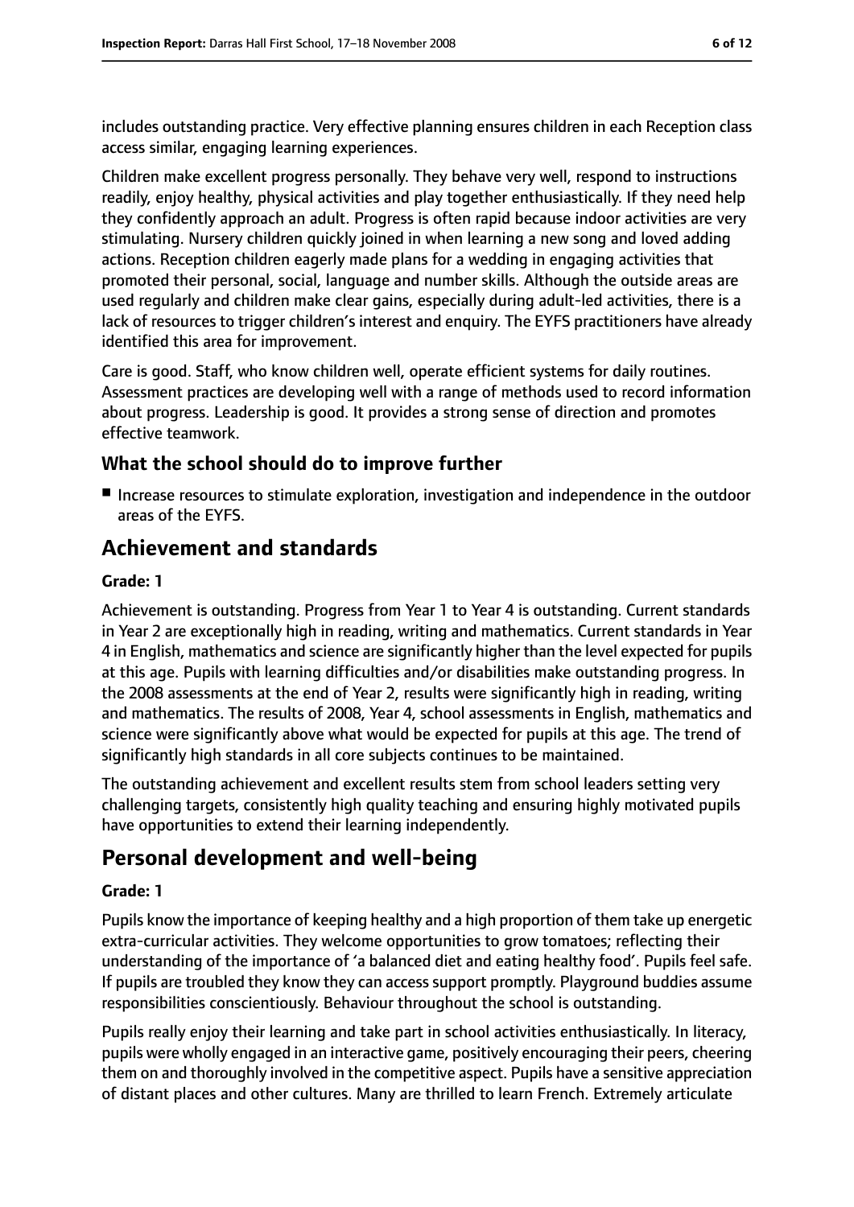includes outstanding practice. Very effective planning ensures children in each Reception class access similar, engaging learning experiences.

Children make excellent progress personally. They behave very well, respond to instructions readily, enjoy healthy, physical activities and play together enthusiastically. If they need help they confidently approach an adult. Progress is often rapid because indoor activities are very stimulating. Nursery children quickly joined in when learning a new song and loved adding actions. Reception children eagerly made plans for a wedding in engaging activities that promoted their personal, social, language and number skills. Although the outside areas are used regularly and children make clear gains, especially during adult-led activities, there is a lack of resources to trigger children's interest and enquiry. The EYFS practitioners have already identified this area for improvement.

Care is good. Staff, who know children well, operate efficient systems for daily routines. Assessment practices are developing well with a range of methods used to record information about progress. Leadership is good. It provides a strong sense of direction and promotes effective teamwork.

### What the school should do to improve further

- Increase resources to stimulate exploration, investigation and independence in the outdoor areas of the EYFS.

## Achievement and standards

#### Grade: 1

Achievement is outstanding. Progress from Year 1 to Year 4 is outstanding. Current standards in Year 2 are exceptionally high in reading, writing and mathematics. Current standards in Year 4 in English, mathematics and science are significantly higher than the level expected for pupils at this age. Pupils with learning difficulties and/or disabilities make outstanding progress. In the 2008 assessments at the end of Year 2, results were significantly high in reading, writing and mathematics. The results of 2008, Year 4, school assessments in English, mathematics and science were significantly above what would be expected for pupils at this age. The trend of significantly high standards in all core subjects continues to be maintained.

The outstanding achievement and excellent results stem from school leaders setting very challenging targets, consistently high quality teaching and ensuring highly motivated pupils have opportunities to extend their learning independently.

## Personal development and well-being

#### Grade: 1

Pupils know the importance of keeping healthy and a high proportion of them take up energetic extra-curricular activities. They welcome opportunities to grow tomatoes; reflecting their understanding of the importance of 'a balanced diet and eating healthy food'. Pupils feel safe. If pupils are troubled they know they can access support promptly. Playground buddies assume responsibilities conscientiously. Behaviour throughout the school is outstanding.

Pupils really enjoy their learning and take part in school activities enthusiastically. In literacy, pupils were wholly engaged in an interactive game, positively encouraging their peers, cheering them on and thoroughly involved in the competitive aspect. Pupils have a sensitive appreciation of distant places and other cultures. Many are thrilled to learn French. Extremely articulate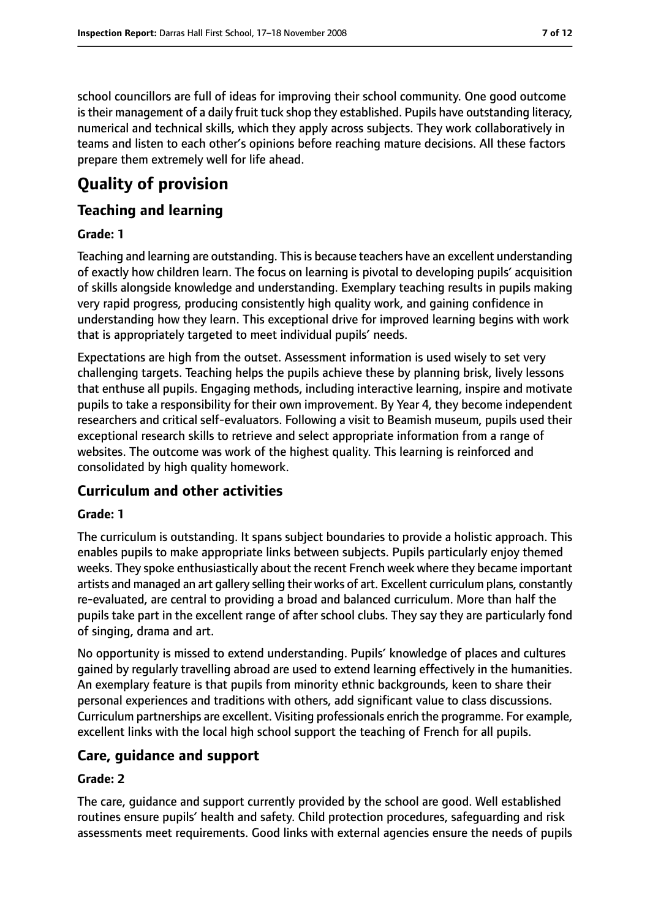school councillors are full of ideas for improving their school community. One good outcome is their management of a daily fruit tuck shop they established. Pupils have outstanding literacy, numerical and technical skills, which they apply across subjects. They work collaboratively in teams and listen to each other's opinions before reaching mature decisions. All these factors prepare them extremely well for life ahead.

# Quality of provision

## Teaching and learning

**Grade: 1**

Teaching and learning are outstanding. This is because teachers have an excellent understanding of exactly how children learn. The focus on learning is pivotal to developing pupils' acquisition of skills alongside knowledge and understanding. Exemplary teaching results in pupils making very rapid progress, producing consistently high quality work, and gaining confidence in understanding how they learn. This exceptional drive for improved learning begins with work that is appropriately targeted to meet individual pupils' needs.

Expectations are high from the outset. Assessment information is used wisely to set very challenging targets. Teaching helps the pupils achieve these by planning brisk, lively lessons that enthuse all pupils. Engaging methods, including interactive learning, inspire and motivate pupils to take a responsibility for their own improvement. By Year 4, they become independent researchers and critical self-evaluators. Following a visit to Beamish museum, pupils used their exceptional research skills to retrieve and select appropriate information from a range of websites. The outcome was work of the highest quality. This learning is reinforced and consolidated by high quality homework.

## Curriculum and other activities

**Grade: 1**

The curriculum is outstanding. It spans subject boundaries to provide a holistic approach. This enables pupils to make appropriate links between subjects. Pupils particularly enjoy themed weeks. They spoke enthusiastically about the recent French week where they became important artists and managed an art gallery selling their works of art. Excellent curriculum plans, constantly re-evaluated, are central to providing a broad and balanced curriculum. More than half the pupils take part in the excellent range of after school clubs. They say they are particularly fond of singing, drama and art.

No opportunity is missed to extend understanding. Pupils' knowledge of places and cultures gained by regularly travelling abroad are used to extend learning effectively in the humanities. An exemplary feature is that pupils from minority ethnic backgrounds, keen to share their personal experiences and traditions with others, add significant value to class discussions. Curriculum partnerships are excellent. Visiting professionals enrich the programme. For example, excellent links with the local high school support the teaching of French for all pupils.

## Care, guidance and support

**Grade: 2**

The care, guidance and support currently provided by the school are good. Well established routines ensure pupils' health and safety. Child protection procedures, safeguarding and risk assessments meet requirements. Good links with external agencies ensure the needs of pupils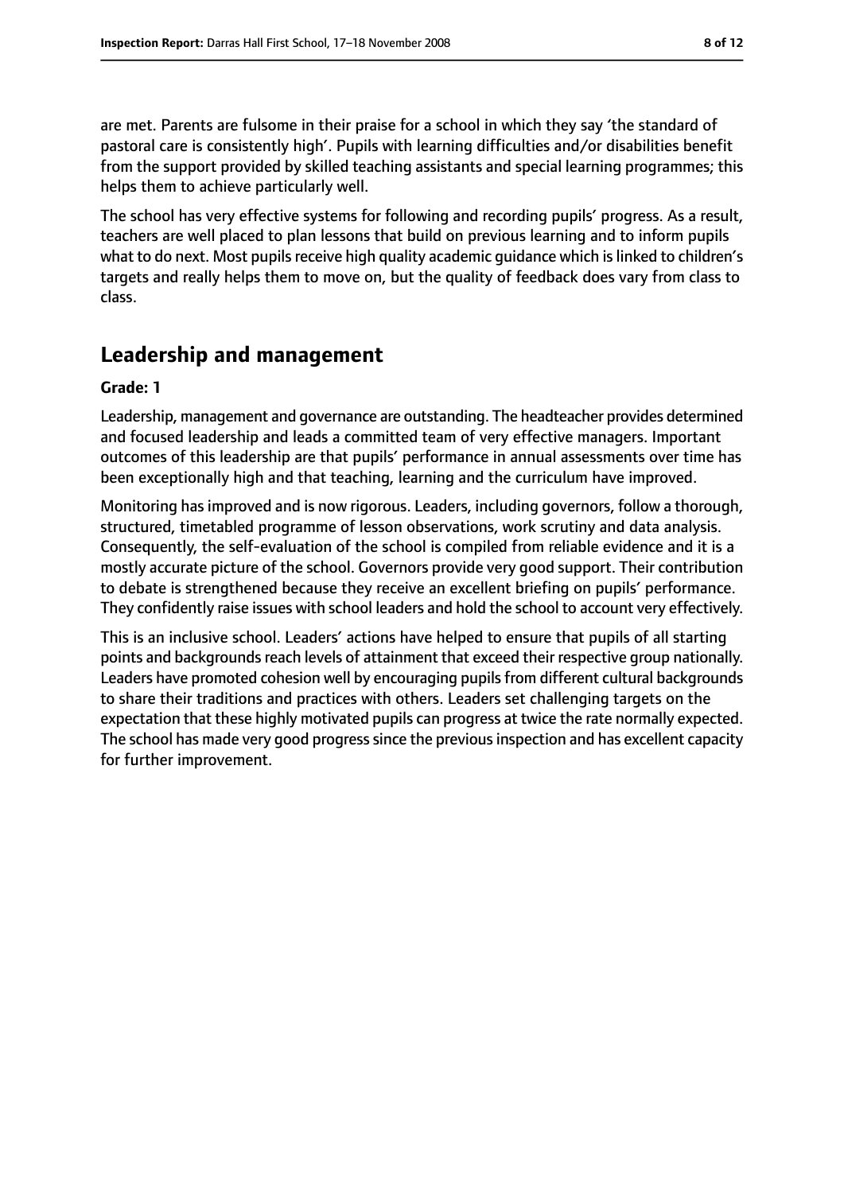are met. Parents are fulsome in their praise for a school in which they say 'the standard of pastoral care is consistently high'. Pupils with learning difficulties and/or disabilities benefit from the support provided by skilled teaching assistants and special learning programmes; this helps them to achieve particularly well.

The school has very effective systems for following and recording pupils' progress. As a result, teachers are well placed to plan lessons that build on previous learning and to inform pupils what to do next. Most pupils receive high quality academic guidance which is linked to children's targets and really helps them to move on, but the quality of feedback does vary from class to class.

## Leadership and management

**Grade: 1**

Leadership, management and governance are outstanding. The headteacher provides determined and focused leadership and leads a committed team of very effective managers. Important outcomes of this leadership are that pupils' performance in annual assessments over time has been exceptionally high and that teaching, learning and the curriculum have improved.

Monitoring has improved and is now rigorous. Leaders, including governors, follow a thorough, structured, timetabled programme of lesson observations, work scrutiny and data analysis. Consequently, the self-evaluation of the school is compiled from reliable evidence and it is a mostly accurate picture of the school. Governors provide very good support. Their contribution to debate is strengthened because they receive an excellent briefing on pupils' performance. They confidently raise issues with school leaders and hold the school to account very effectively.

This is an inclusive school. Leaders' actions have helped to ensure that pupils of all starting points and backgrounds reach levels of attainment that exceed their respective group nationally. Leaders have promoted cohesion well by encouraging pupils from different cultural backgrounds to share their traditions and practices with others. Leaders set challenging targets on the expectation that these highly motivated pupils can progress at twice the rate normally expected. The school has made very good progress since the previous inspection and has excellent capacity for further improvement.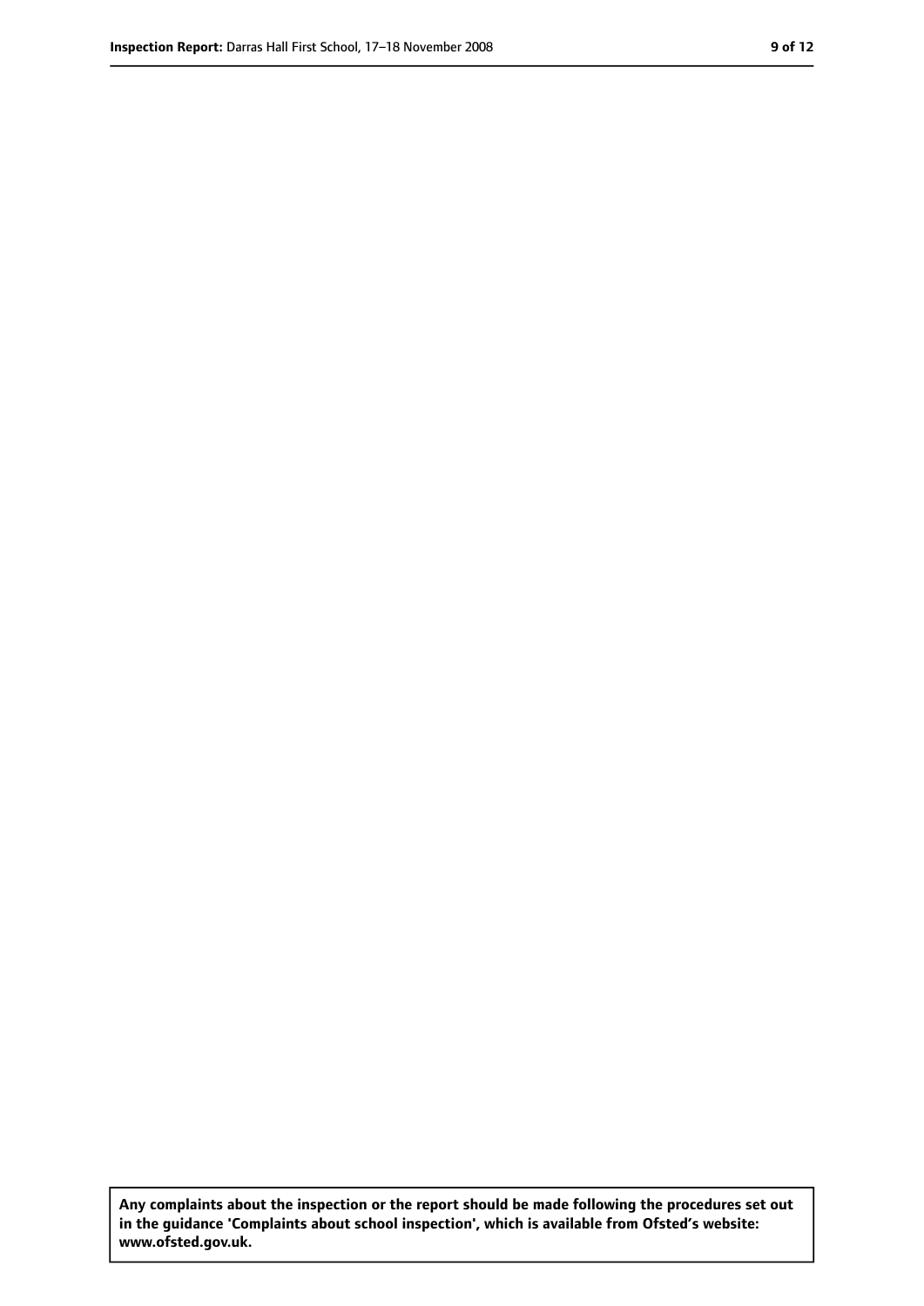**Any complaints about the inspection or the report should be made following the procedures set out in the guidance 'Complaints about school inspection', which is available from Ofsted's website: www.ofsted.gov.uk.**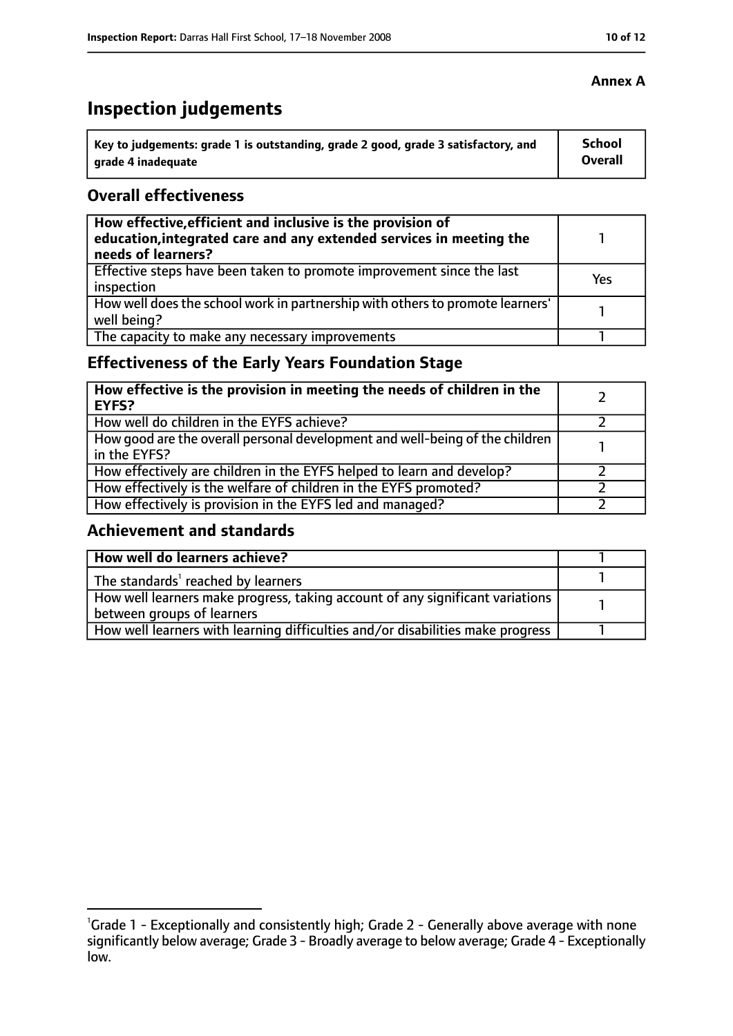**Annex A**

# Inspection judgements

| Key to judgements: grade 1 is outstanding, grade 2 good, grade 3 satisfactory, and grade 4 inadequate | School Overall |
|---|---|

## Overall effectiveness

| | |
|---|---|
| **How effective, efficient and inclusive is the provision of education, integrated care and any extended services in meeting the needs of learners?** | 1 |
| Effective steps have been taken to promote improvement since the last inspection | Yes |
| How well does the school work in partnership with others to promote learners' well being? | 1 |
| The capacity to make any necessary improvements | 1 |

## Effectiveness of the Early Years Foundation Stage

| | |
|---|---|
| **How effective is the provision in meeting the needs of children in the EYFS?** | 2 |
| How well do children in the EYFS achieve? | 2 |
| How good are the overall personal development and well-being of the children in the EYFS? | 1 |
| How effectively are children in the EYFS helped to learn and develop? | 2 |
| How effectively is the welfare of children in the EYFS promoted? | 2 |
| How effectively is provision in the EYFS led and managed? | 2 |

## Achievement and standards

| | |
|---|---|
| **How well do learners achieve?** | 1 |
| The standards[1] reached by learners | 1 |
| How well learners make progress, taking account of any significant variations between groups of learners | 1 |
| How well learners with learning difficulties and/or disabilities make progress | 1 |

[1]Grade 1 - Exceptionally and consistently high; Grade 2 - Generally above average with none significantly below average; Grade 3 - Broadly average to below average; Grade 4 - Exceptionally low.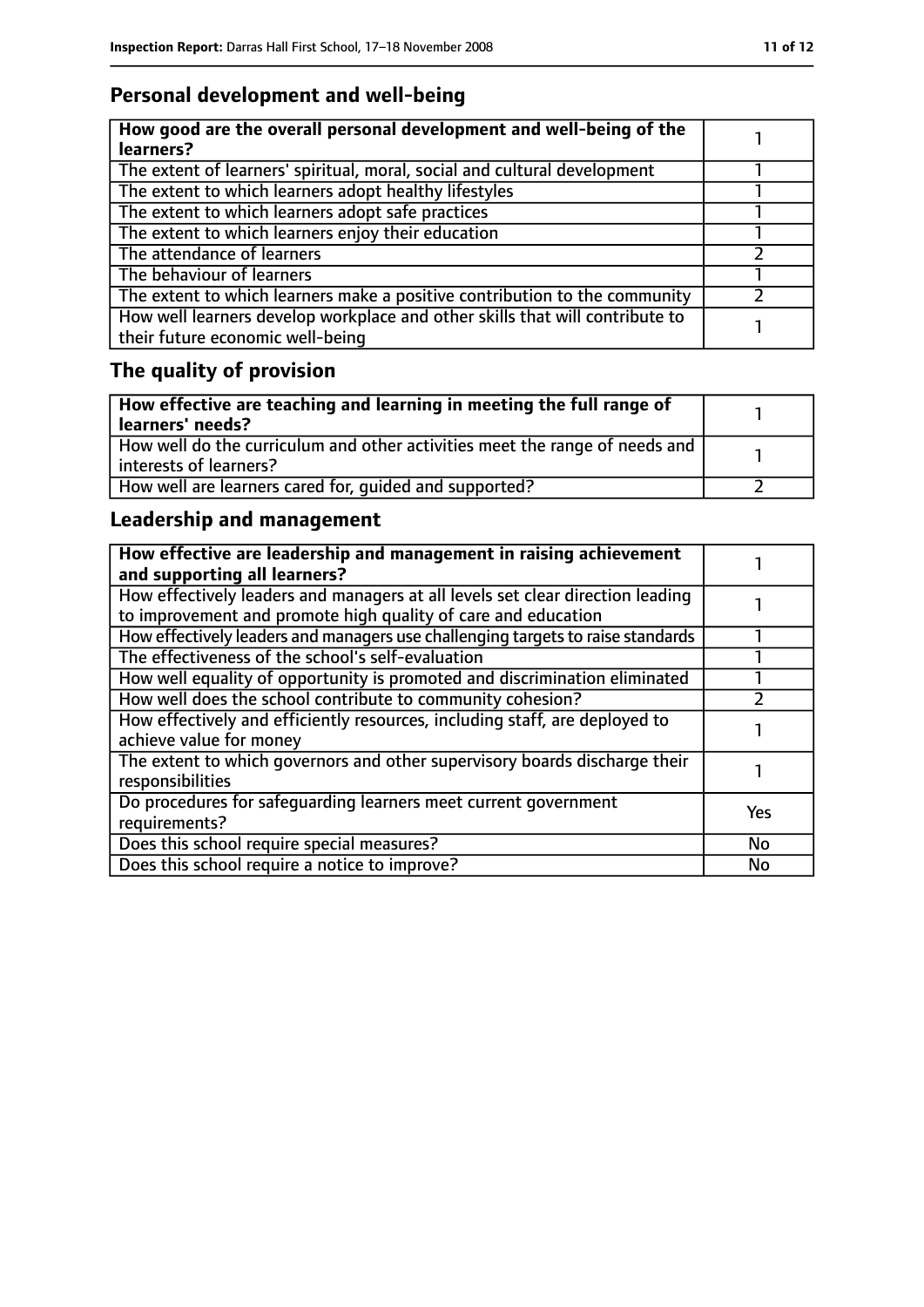## Personal development and well-being

| How good are the overall personal development and well-being of the learners? | 1 |
|---|---|
| The extent of learners' spiritual, moral, social and cultural development | 1 |
| The extent to which learners adopt healthy lifestyles | 1 |
| The extent to which learners adopt safe practices | 1 |
| The extent to which learners enjoy their education | 1 |
| The attendance of learners | 2 |
| The behaviour of learners | 1 |
| The extent to which learners make a positive contribution to the community | 2 |
| How well learners develop workplace and other skills that will contribute to their future economic well-being | 1 |

## The quality of provision

| How effective are teaching and learning in meeting the full range of learners' needs? | 1 |
|---|---|
| How well do the curriculum and other activities meet the range of needs and interests of learners? | 1 |
| How well are learners cared for, guided and supported? | 2 |

## Leadership and management

| How effective are leadership and management in raising achievement and supporting all learners? | 1 |
|---|---|
| How effectively leaders and managers at all levels set clear direction leading to improvement and promote high quality of care and education | 1 |
| How effectively leaders and managers use challenging targets to raise standards | 1 |
| The effectiveness of the school's self-evaluation | 1 |
| How well equality of opportunity is promoted and discrimination eliminated | 1 |
| How well does the school contribute to community cohesion? | 2 |
| How effectively and efficiently resources, including staff, are deployed to achieve value for money | 1 |
| The extent to which governors and other supervisory boards discharge their responsibilities | 1 |
| Do procedures for safeguarding learners meet current government requirements? | Yes |
| Does this school require special measures? | No |
| Does this school require a notice to improve? | No |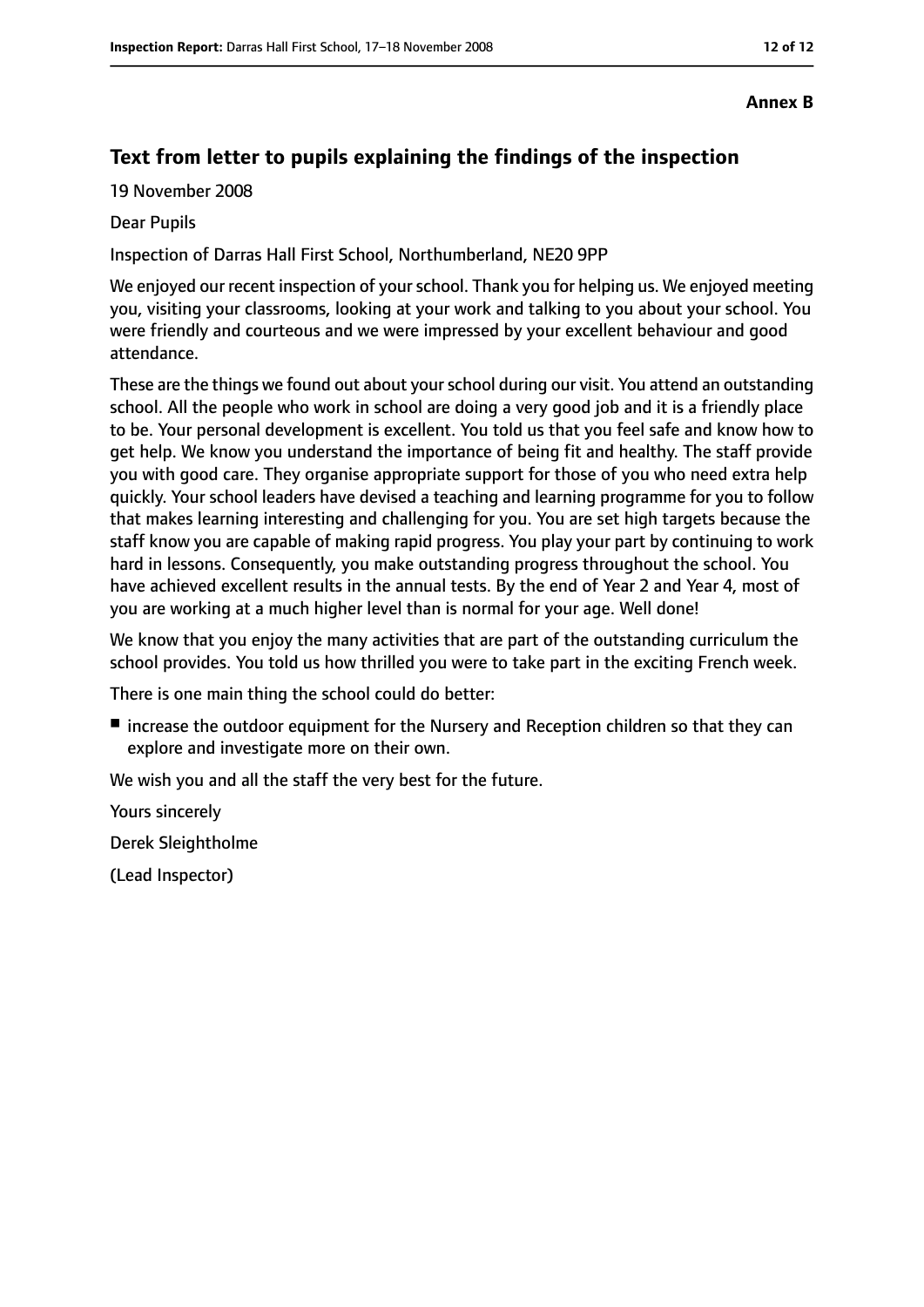**Annex B**

## Text from letter to pupils explaining the findings of the inspection

19 November 2008

Dear Pupils

Inspection of Darras Hall First School, Northumberland, NE20 9PP

We enjoyed our recent inspection of your school. Thank you for helping us. We enjoyed meeting you, visiting your classrooms, looking at your work and talking to you about your school. You were friendly and courteous and we were impressed by your excellent behaviour and good attendance.

These are the things we found out about your school during our visit. You attend an outstanding school. All the people who work in school are doing a very good job and it is a friendly place to be. Your personal development is excellent. You told us that you feel safe and know how to get help. We know you understand the importance of being fit and healthy. The staff provide you with good care. They organise appropriate support for those of you who need extra help quickly. Your school leaders have devised a teaching and learning programme for you to follow that makes learning interesting and challenging for you. You are set high targets because the staff know you are capable of making rapid progress. You play your part by continuing to work hard in lessons. Consequently, you make outstanding progress throughout the school. You have achieved excellent results in the annual tests. By the end of Year 2 and Year 4, most of you are working at a much higher level than is normal for your age. Well done!

We know that you enjoy the many activities that are part of the outstanding curriculum the school provides. You told us how thrilled you were to take part in the exciting French week.

There is one main thing the school could do better:

- increase the outdoor equipment for the Nursery and Reception children so that they can explore and investigate more on their own.

We wish you and all the staff the very best for the future.

Yours sincerely

Derek Sleightholme

(Lead Inspector)